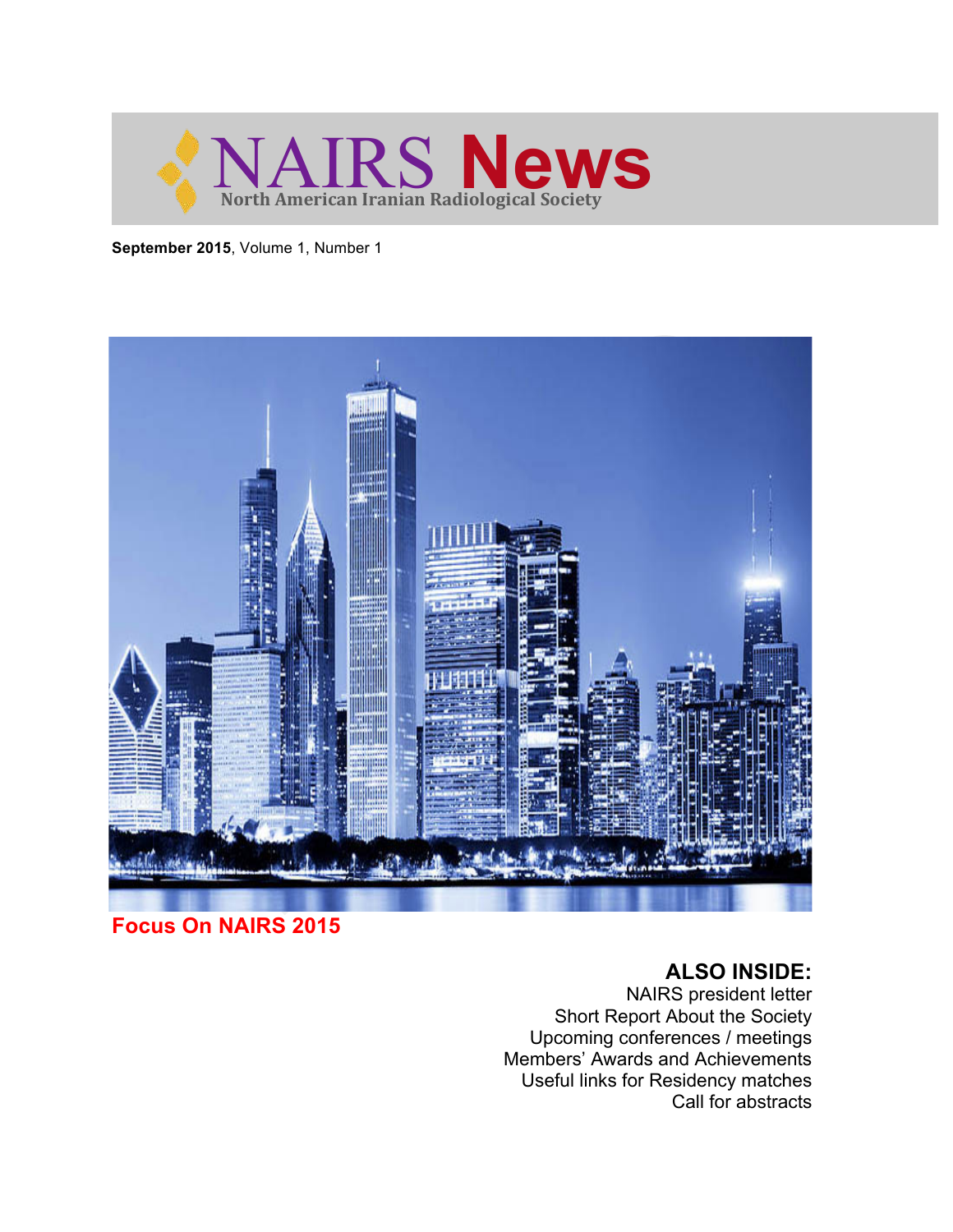# NAIRS News

North American Iranian Radiological Society

**September 2015**, Volume 1, Number 1

## Focus On NAIRS 2015

### ALSO INSIDE:

NAIRS president letter
Short Report About the Society
Upcoming conferences / meetings
Members' Awards and Achievements
Useful links for Residency matches
Call for abstracts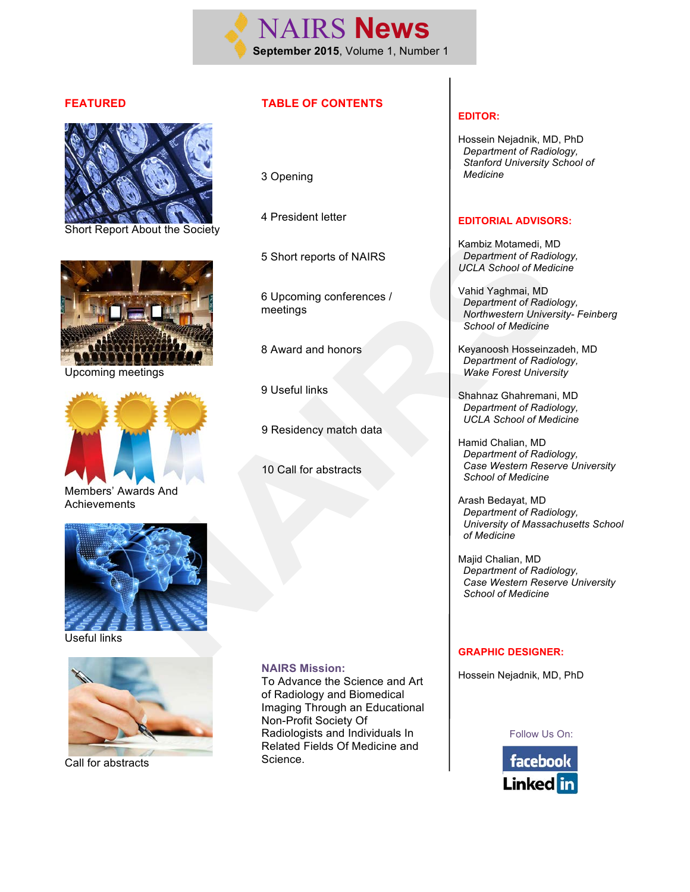# NAIRS News

**September 2015**, Volume 1, Number 1

## FEATURED

Short Report About the Society

Upcoming meetings

Members' Awards And Achievements

Useful links

Call for abstracts

## TABLE OF CONTENTS

3 Opening

4 President letter

5 Short reports of NAIRS

6 Upcoming conferences / meetings

8 Award and honors

9 Useful links

9 Residency match data

10 Call for abstracts

**NAIRS Mission:**
To Advance the Science and Art of Radiology and Biomedical Imaging Through an Educational Non-Profit Society Of Radiologists and Individuals In Related Fields Of Medicine and Science.

## EDITOR:

Hossein Nejadnik, MD, PhD
*Department of Radiology, Stanford University School of Medicine*

## EDITORIAL ADVISORS:

Kambiz Motamedi, MD
*Department of Radiology, UCLA School of Medicine*

Vahid Yaghmai, MD
*Department of Radiology, Northwestern University- Feinberg School of Medicine*

Keyanoosh Hosseinzadeh, MD
*Department of Radiology, Wake Forest University*

Shahnaz Ghahremani, MD
*Department of Radiology, UCLA School of Medicine*

Hamid Chalian, MD
*Department of Radiology, Case Western Reserve University School of Medicine*

Arash Bedayat, MD
*Department of Radiology, University of Massachusetts School of Medicine*

Majid Chalian, MD
*Department of Radiology, Case Western Reserve University School of Medicine*

## GRAPHIC DESIGNER:

Hossein Nejadnik, MD, PhD

Follow Us On:

facebook

LinkedIn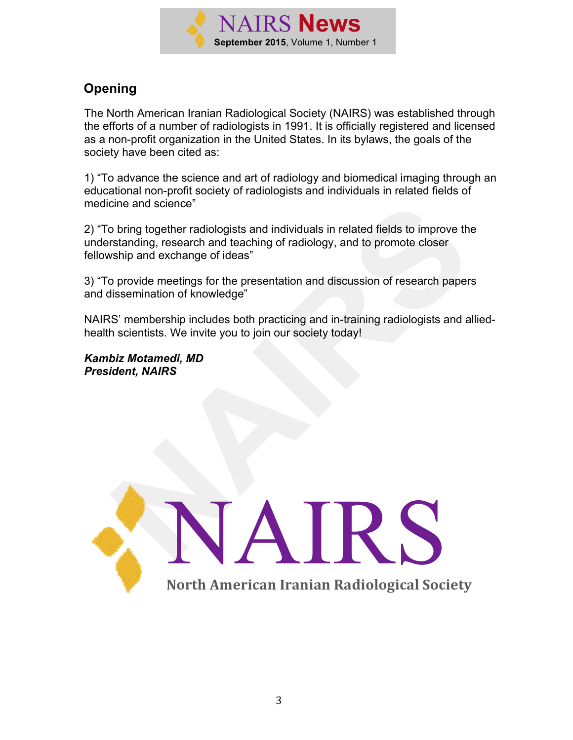## Opening

The North American Iranian Radiological Society (NAIRS) was established through the efforts of a number of radiologists in 1991. It is officially registered and licensed as a non-profit organization in the United States. In its bylaws, the goals of the society have been cited as:

1) "To advance the science and art of radiology and biomedical imaging through an educational non-profit society of radiologists and individuals in related fields of medicine and science"

2) "To bring together radiologists and individuals in related fields to improve the understanding, research and teaching of radiology, and to promote closer fellowship and exchange of ideas"

3) "To provide meetings for the presentation and discussion of research papers and dissemination of knowledge"

NAIRS' membership includes both practicing and in-training radiologists and allied-health scientists. We invite you to join our society today!

***Kambiz Motamedi, MD***
***President, NAIRS***

NAIRS

North American Iranian Radiological Society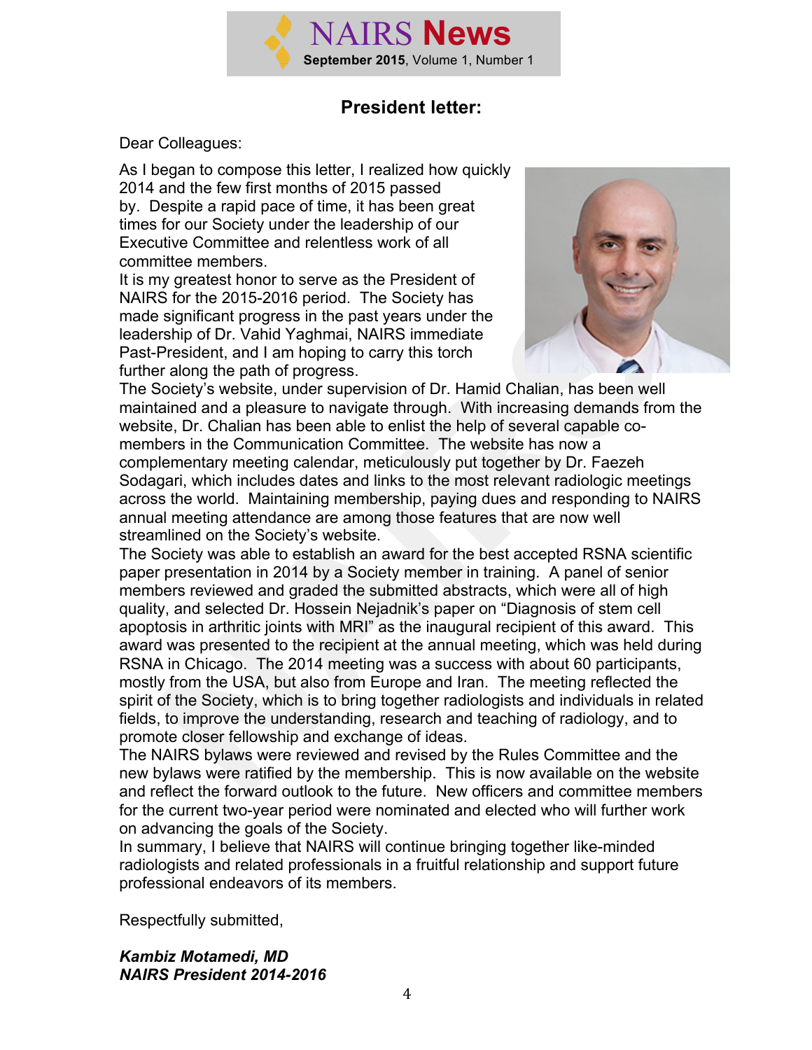# President letter:

Dear Colleagues:

As I began to compose this letter, I realized how quickly 2014 and the few first months of 2015 passed by. Despite a rapid pace of time, it has been great times for our Society under the leadership of our Executive Committee and relentless work of all committee members.

It is my greatest honor to serve as the President of NAIRS for the 2015-2016 period. The Society has made significant progress in the past years under the leadership of Dr. Vahid Yaghmai, NAIRS immediate Past-President, and I am hoping to carry this torch further along the path of progress.

The Society's website, under supervision of Dr. Hamid Chalian, has been well maintained and a pleasure to navigate through. With increasing demands from the website, Dr. Chalian has been able to enlist the help of several capable co-members in the Communication Committee. The website has now a complementary meeting calendar, meticulously put together by Dr. Faezeh Sodagari, which includes dates and links to the most relevant radiologic meetings across the world. Maintaining membership, paying dues and responding to NAIRS annual meeting attendance are among those features that are now well streamlined on the Society's website.

The Society was able to establish an award for the best accepted RSNA scientific paper presentation in 2014 by a Society member in training. A panel of senior members reviewed and graded the submitted abstracts, which were all of high quality, and selected Dr. Hossein Nejadnik's paper on "Diagnosis of stem cell apoptosis in arthritic joints with MRI" as the inaugural recipient of this award. This award was presented to the recipient at the annual meeting, which was held during RSNA in Chicago. The 2014 meeting was a success with about 60 participants, mostly from the USA, but also from Europe and Iran. The meeting reflected the spirit of the Society, which is to bring together radiologists and individuals in related fields, to improve the understanding, research and teaching of radiology, and to promote closer fellowship and exchange of ideas.

The NAIRS bylaws were reviewed and revised by the Rules Committee and the new bylaws were ratified by the membership. This is now available on the website and reflect the forward outlook to the future. New officers and committee members for the current two-year period were nominated and elected who will further work on advancing the goals of the Society.

In summary, I believe that NAIRS will continue bringing together like-minded radiologists and related professionals in a fruitful relationship and support future professional endeavors of its members.

Respectfully submitted,

***Kambiz Motamedi, MD***
***NAIRS President 2014-2016***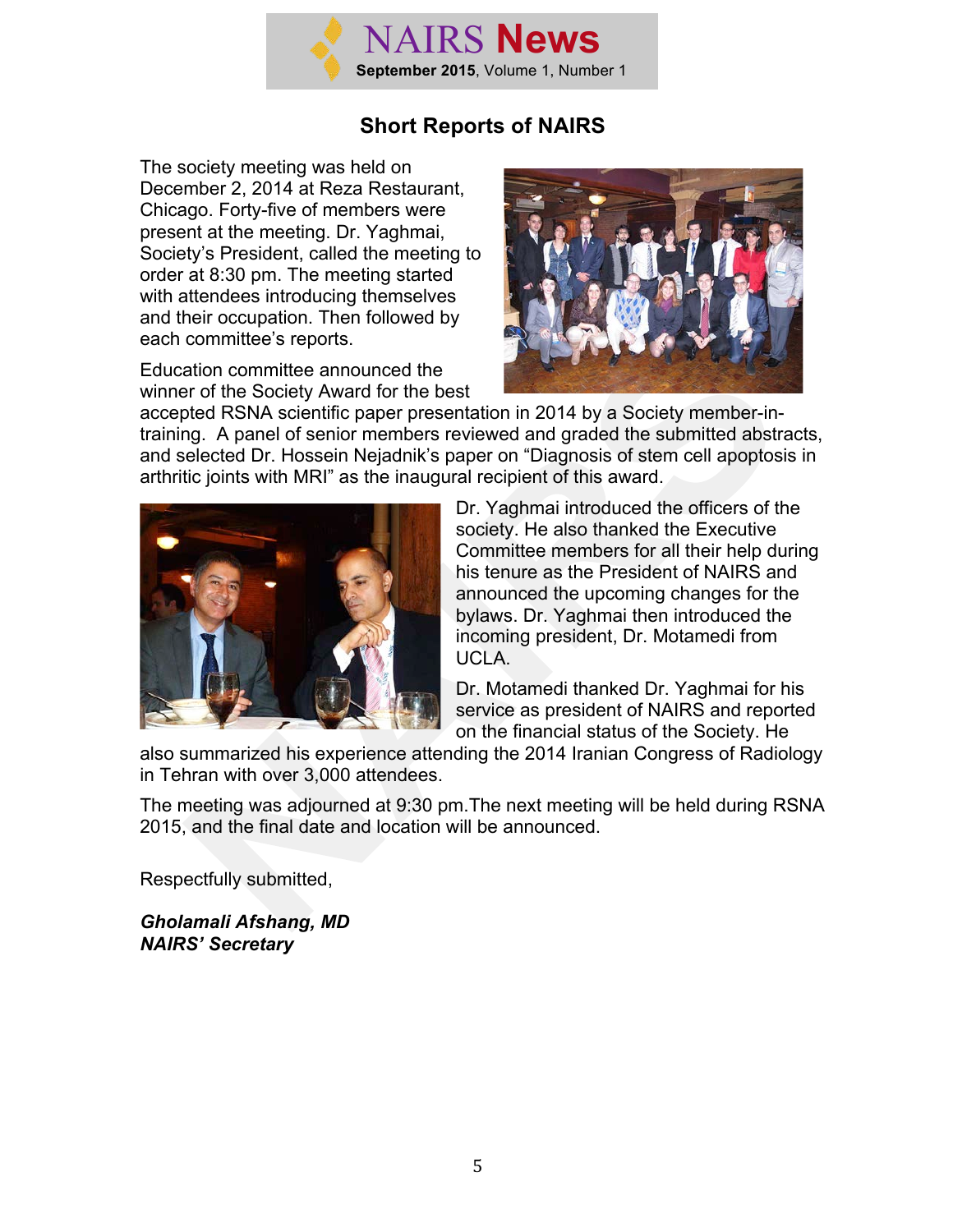## Short Reports of NAIRS

The society meeting was held on December 2, 2014 at Reza Restaurant, Chicago. Forty-five of members were present at the meeting. Dr. Yaghmai, Society's President, called the meeting to order at 8:30 pm. The meeting started with attendees introducing themselves and their occupation. Then followed by each committee's reports.

Education committee announced the winner of the Society Award for the best accepted RSNA scientific paper presentation in 2014 by a Society member-in-training. A panel of senior members reviewed and graded the submitted abstracts, and selected Dr. Hossein Nejadnik's paper on "Diagnosis of stem cell apoptosis in arthritic joints with MRI" as the inaugural recipient of this award.

Dr. Yaghmai introduced the officers of the society. He also thanked the Executive Committee members for all their help during his tenure as the President of NAIRS and announced the upcoming changes for the bylaws. Dr. Yaghmai then introduced the incoming president, Dr. Motamedi from UCLA.

Dr. Motamedi thanked Dr. Yaghmai for his service as president of NAIRS and reported on the financial status of the Society. He also summarized his experience attending the 2014 Iranian Congress of Radiology in Tehran with over 3,000 attendees.

The meeting was adjourned at 9:30 pm.The next meeting will be held during RSNA 2015, and the final date and location will be announced.

Respectfully submitted,

***Gholamali Afshang, MD***
***NAIRS' Secretary***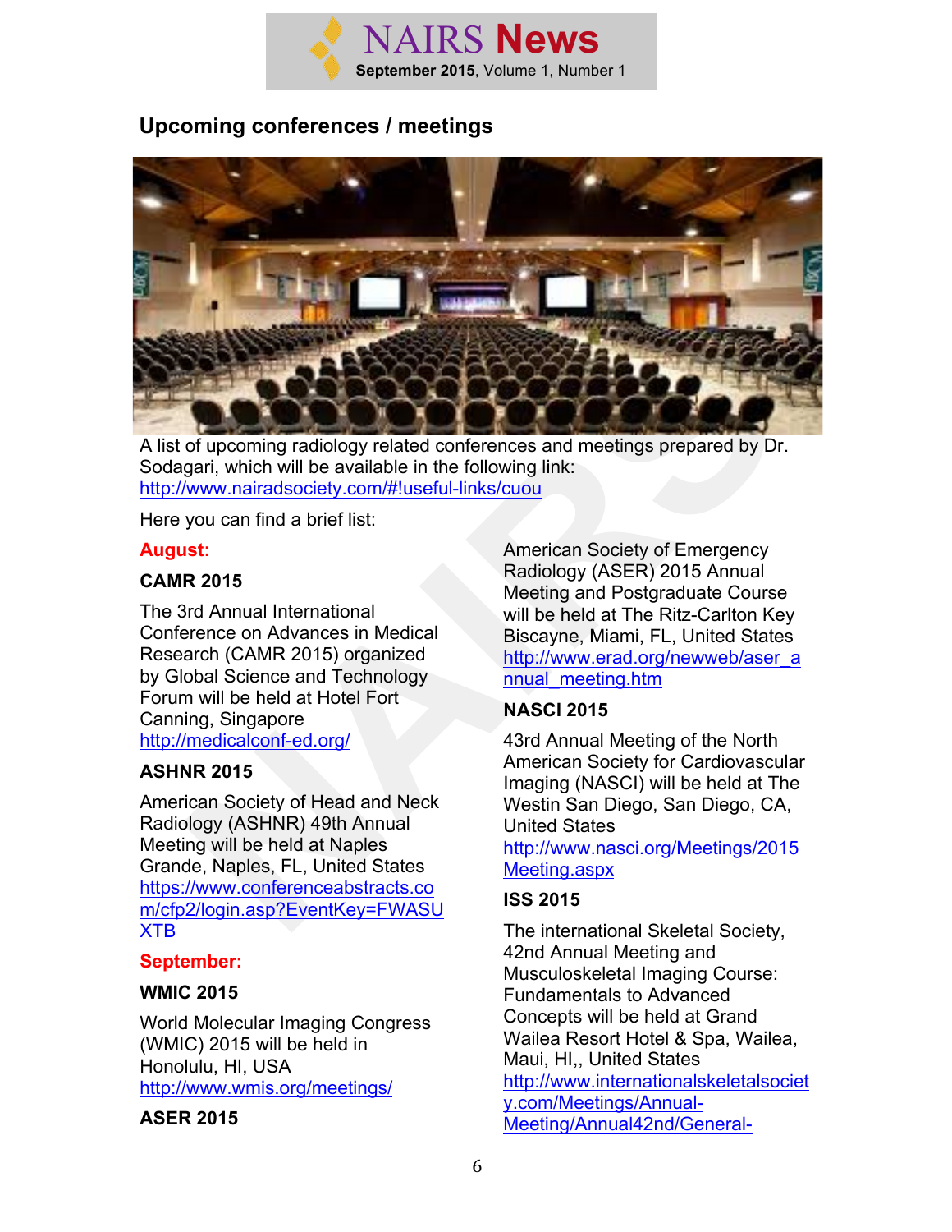## Upcoming conferences / meetings

A list of upcoming radiology related conferences and meetings prepared by Dr. Sodagari, which will be available in the following link: http://www.nairadsociety.com/#!useful-links/cuou

Here you can find a brief list:

**August:**

**CAMR 2015**

The 3rd Annual International Conference on Advances in Medical Research (CAMR 2015) organized by Global Science and Technology Forum will be held at Hotel Fort Canning, Singapore
http://medicalconf-ed.org/

**ASHNR 2015**

American Society of Head and Neck Radiology (ASHNR) 49th Annual Meeting will be held at Naples Grande, Naples, FL, United States
https://www.conferenceabstracts.com/cfp2/login.asp?EventKey=FWASUXTB

**September:**

**WMIC 2015**

World Molecular Imaging Congress (WMIC) 2015 will be held in Honolulu, HI, USA
http://www.wmis.org/meetings/

**ASER 2015**

American Society of Emergency Radiology (ASER) 2015 Annual Meeting and Postgraduate Course will be held at The Ritz-Carlton Key Biscayne, Miami, FL, United States
http://www.erad.org/newweb/aser_annual_meeting.htm

**NASCI 2015**

43rd Annual Meeting of the North American Society for Cardiovascular Imaging (NASCI) will be held at The Westin San Diego, San Diego, CA, United States
http://www.nasci.org/Meetings/2015Meeting.aspx

**ISS 2015**

The international Skeletal Society, 42nd Annual Meeting and Musculoskeletal Imaging Course: Fundamentals to Advanced Concepts will be held at Grand Wailea Resort Hotel & Spa, Wailea, Maui, HI,, United States
http://www.internationalskeletalsociety.com/Meetings/Annual-Meeting/Annual42nd/General-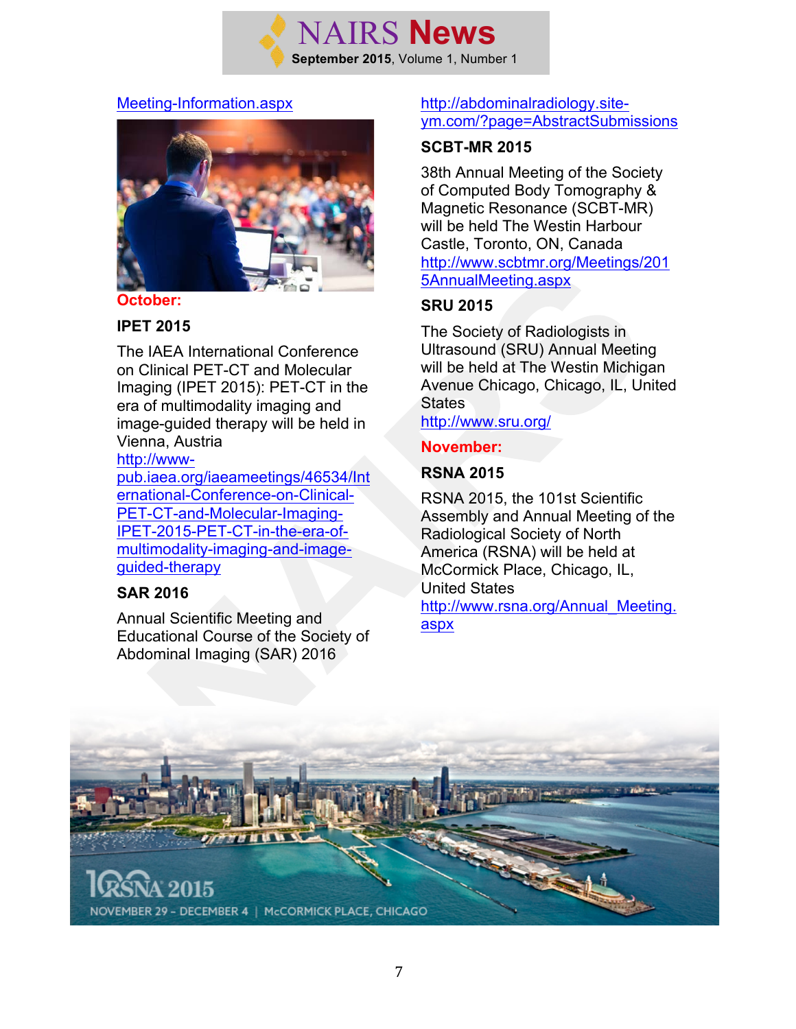Meeting-Information.aspx

**October:**

### IPET 2015

The IAEA International Conference on Clinical PET-CT and Molecular Imaging (IPET 2015): PET-CT in the era of multimodality imaging and image-guided therapy will be held in Vienna, Austria
http://www-pub.iaea.org/iaeameetings/46534/International-Conference-on-Clinical-PET-CT-and-Molecular-Imaging-IPET-2015-PET-CT-in-the-era-of-multimodality-imaging-and-image-guided-therapy

### SAR 2016

Annual Scientific Meeting and Educational Course of the Society of Abdominal Imaging (SAR) 2016
http://abdominalradiology.site-ym.com/?page=AbstractSubmissions

### SCBT-MR 2015

38th Annual Meeting of the Society of Computed Body Tomography & Magnetic Resonance (SCBT-MR) will be held The Westin Harbour Castle, Toronto, ON, Canada
http://www.scbtmr.org/Meetings/2015AnnualMeeting.aspx

### SRU 2015

The Society of Radiologists in Ultrasound (SRU) Annual Meeting will be held at The Westin Michigan Avenue Chicago, Chicago, IL, United States
http://www.sru.org/

**November:**

### RSNA 2015

RSNA 2015, the 101st Scientific Assembly and Annual Meeting of the Radiological Society of North America (RSNA) will be held at McCormick Place, Chicago, IL, United States
http://www.rsna.org/Annual_Meeting.aspx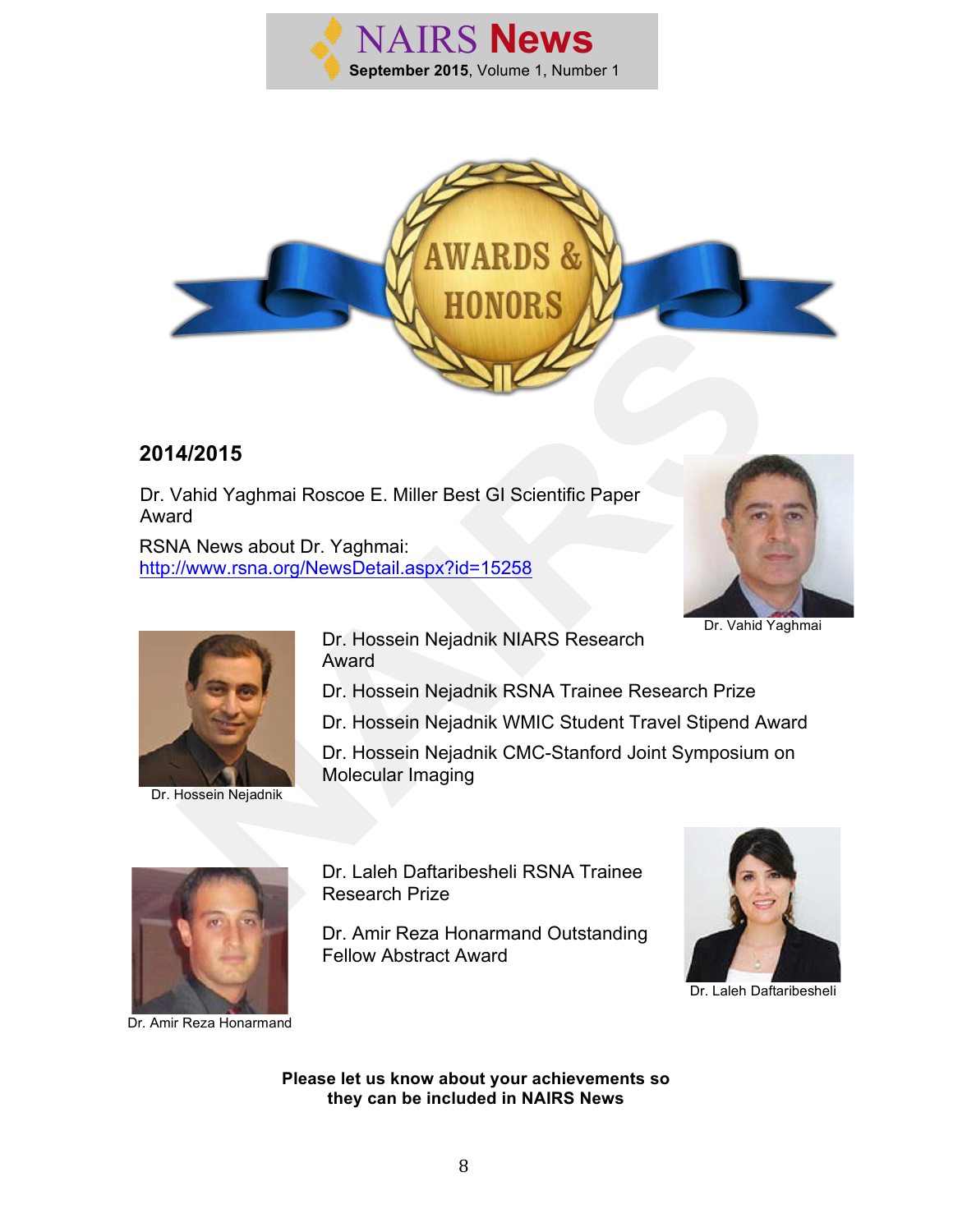AWARDS & HONORS

## 2014/2015

Dr. Vahid Yaghmai Roscoe E. Miller Best GI Scientific Paper Award

RSNA News about Dr. Yaghmai: http://www.rsna.org/NewsDetail.aspx?id=15258

Dr. Vahid Yaghmai

Dr. Hossein Nejadnik NIARS Research Award

Dr. Hossein Nejadnik RSNA Trainee Research Prize

Dr. Hossein Nejadnik WMIC Student Travel Stipend Award

Dr. Hossein Nejadnik CMC-Stanford Joint Symposium on Molecular Imaging

Dr. Hossein Nejadnik

Dr. Laleh Daftaribesheli RSNA Trainee Research Prize

Dr. Amir Reza Honarmand Outstanding Fellow Abstract Award

Dr. Amir Reza Honarmand

Dr. Laleh Daftaribesheli

**Please let us know about your achievements so they can be included in NAIRS News**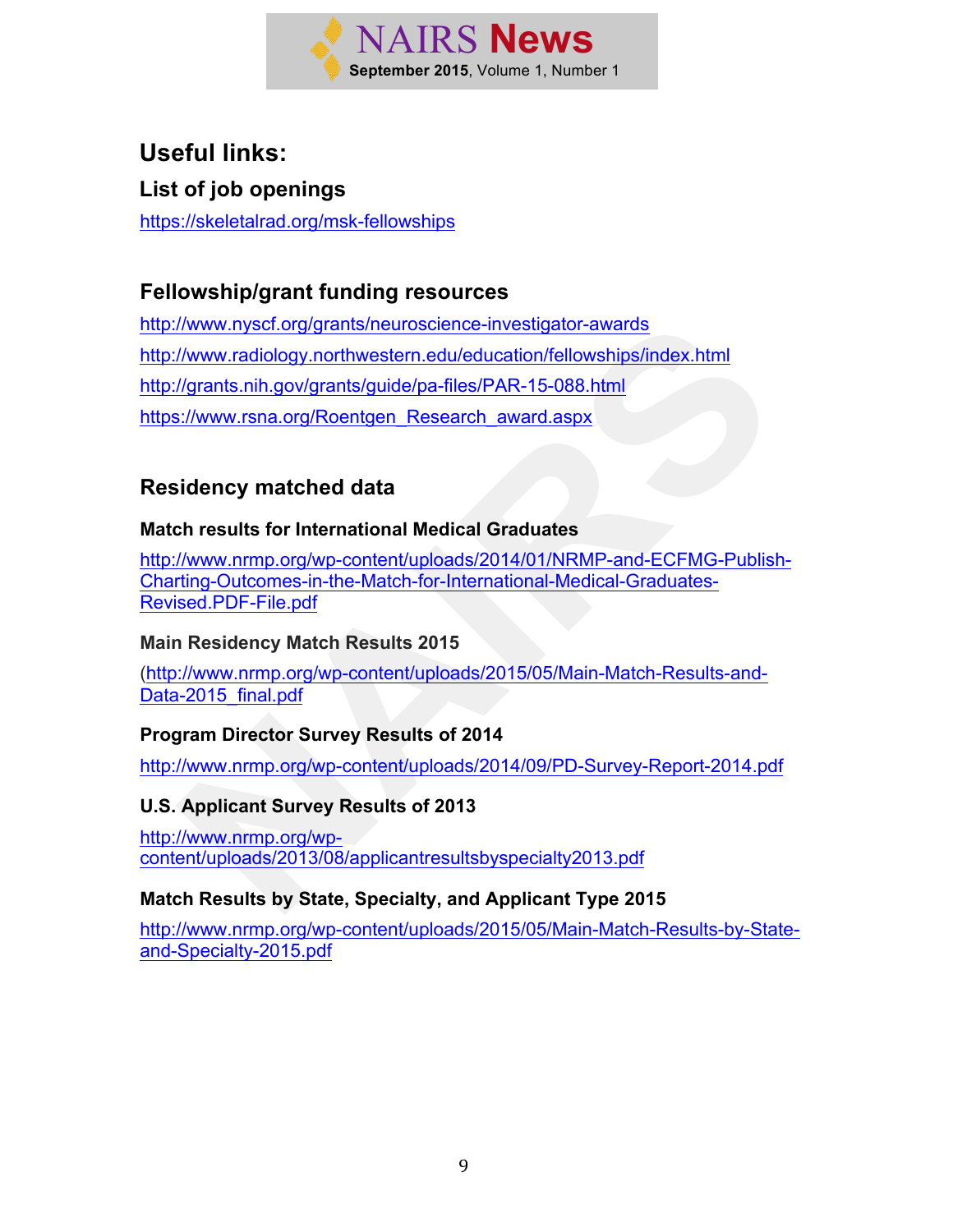## Useful links:

### List of job openings

https://skeletalrad.org/msk-fellowships

### Fellowship/grant funding resources

http://www.nyscf.org/grants/neuroscience-investigator-awards

http://www.radiology.northwestern.edu/education/fellowships/index.html

http://grants.nih.gov/grants/guide/pa-files/PAR-15-088.html

https://www.rsna.org/Roentgen_Research_award.aspx

### Residency matched data

**Match results for International Medical Graduates**

http://www.nrmp.org/wp-content/uploads/2014/01/NRMP-and-ECFMG-Publish-Charting-Outcomes-in-the-Match-for-International-Medical-Graduates-Revised.PDF-File.pdf

**Main Residency Match Results 2015**

(http://www.nrmp.org/wp-content/uploads/2015/05/Main-Match-Results-and-Data-2015_final.pdf

**Program Director Survey Results of 2014**

http://www.nrmp.org/wp-content/uploads/2014/09/PD-Survey-Report-2014.pdf

**U.S. Applicant Survey Results of 2013**

http://www.nrmp.org/wp-content/uploads/2013/08/applicantresultsbyspecialty2013.pdf

**Match Results by State, Specialty, and Applicant Type 2015**

http://www.nrmp.org/wp-content/uploads/2015/05/Main-Match-Results-by-State-and-Specialty-2015.pdf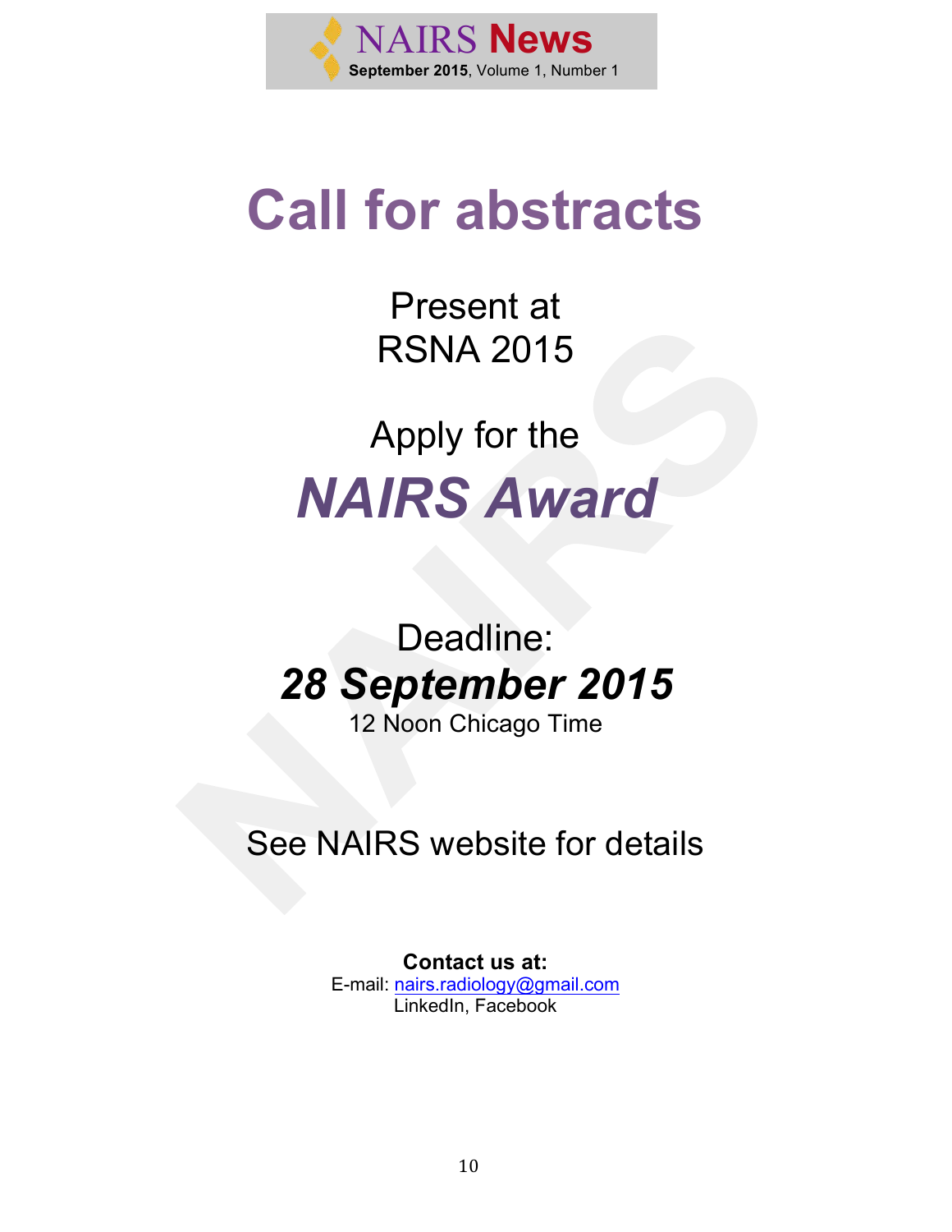# Call for abstracts

Present at
RSNA 2015

Apply for the

## *NAIRS Award*

Deadline:

***28 September 2015***

12 Noon Chicago Time

See NAIRS website for details

**Contact us at:**
E-mail: nairs.radiology@gmail.com
LinkedIn, Facebook